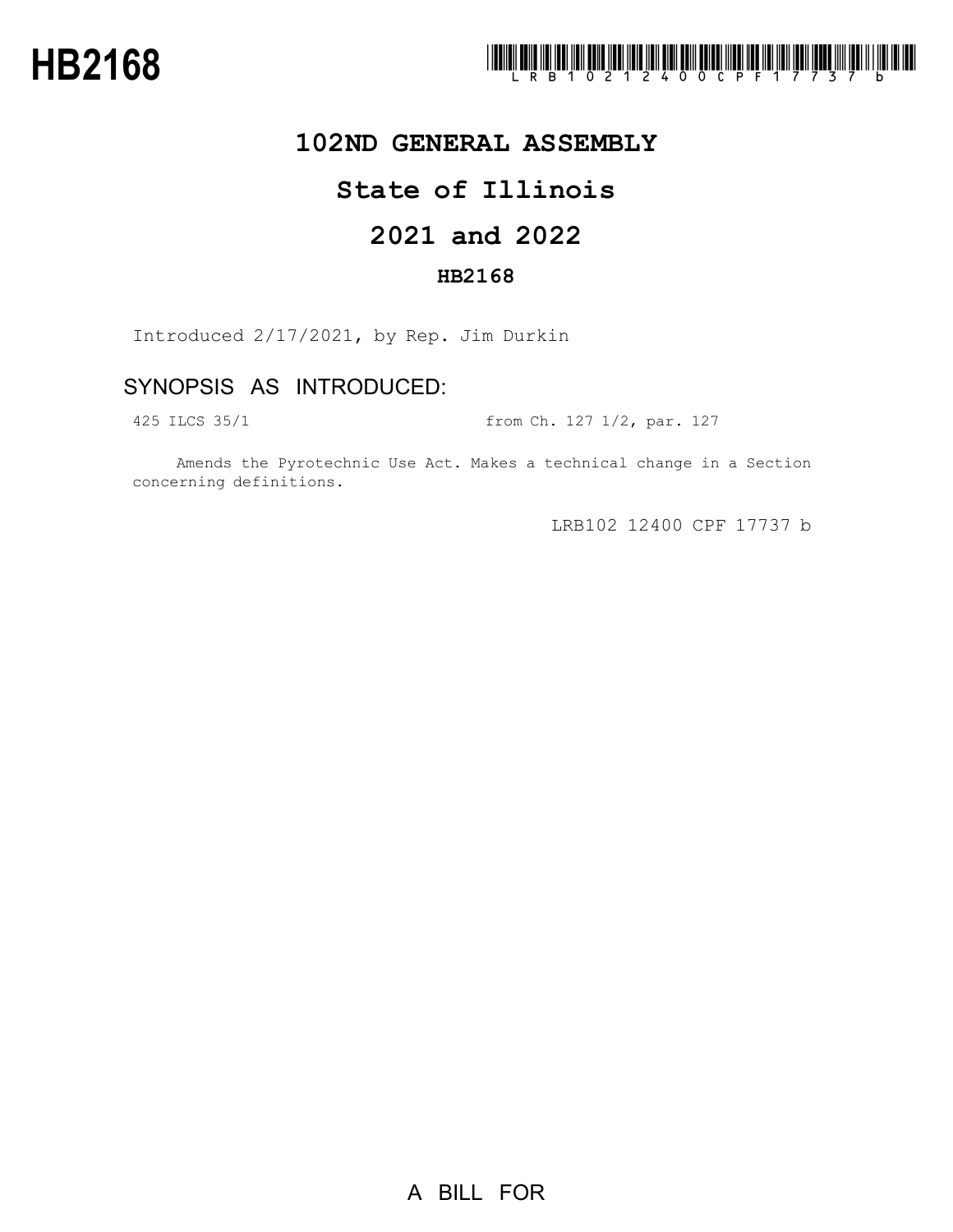**HB2168**

LRB102 12400 CPF 17737 b

# 102ND GENERAL ASSEMBLY

# State of Illinois

# 2021 and 2022

## HB2168

Introduced 2/17/2021, by Rep. Jim Durkin

## SYNOPSIS AS INTRODUCED:

425 ILCS 35/1 from Ch. 127 1/2, par. 127

Amends the Pyrotechnic Use Act. Makes a technical change in a Section concerning definitions.

LRB102 12400 CPF 17737 b

A BILL FOR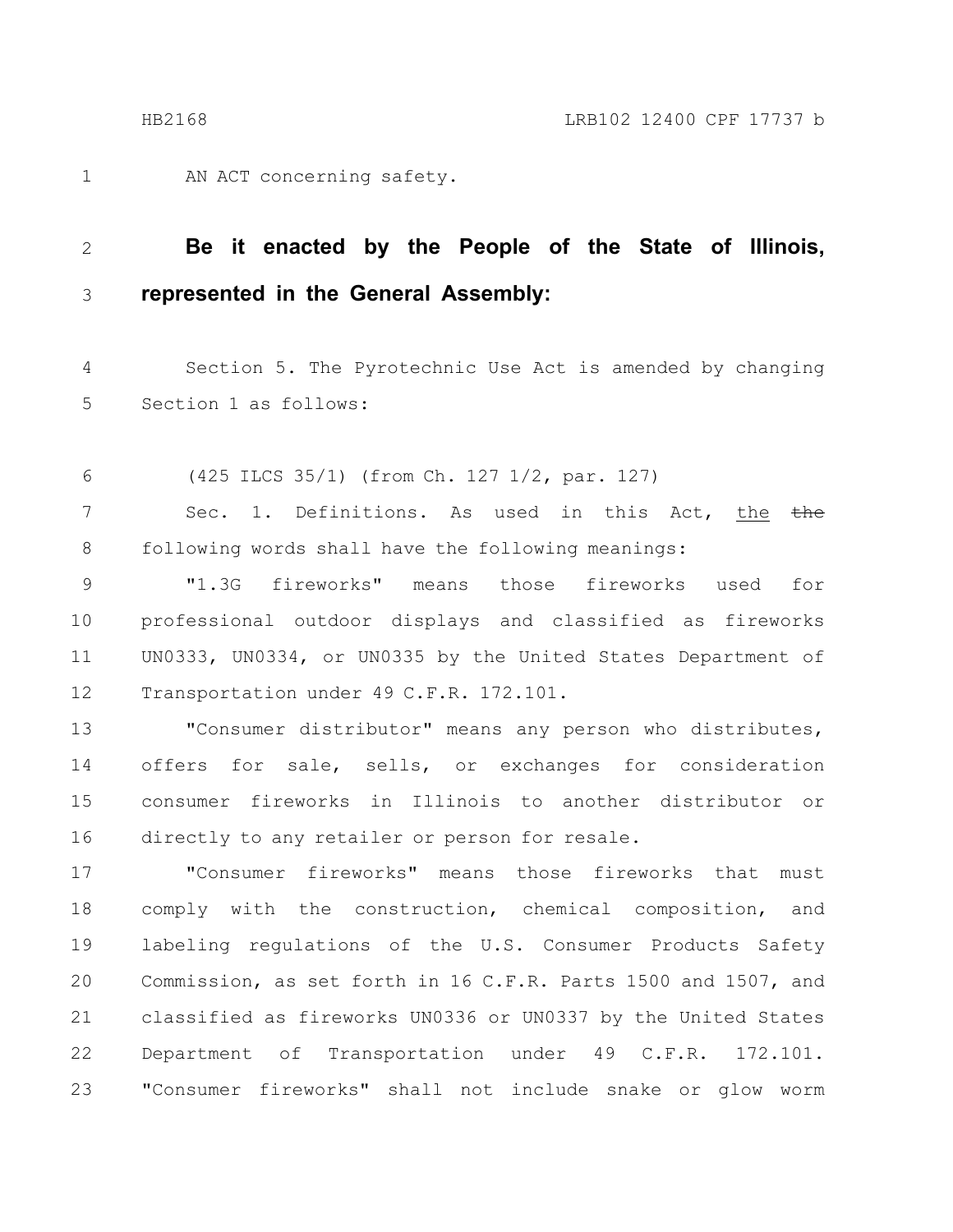AN ACT concerning safety.

**Be it enacted by the People of the State of Illinois, represented in the General Assembly:**

Section 5. The Pyrotechnic Use Act is amended by changing Section 1 as follows:

(425 ILCS 35/1) (from Ch. 127 1/2, par. 127)

Sec. 1. Definitions. As used in this Act, the ~~the~~ following words shall have the following meanings:

"1.3G fireworks" means those fireworks used for professional outdoor displays and classified as fireworks UN0333, UN0334, or UN0335 by the United States Department of Transportation under 49 C.F.R. 172.101.

"Consumer distributor" means any person who distributes, offers for sale, sells, or exchanges for consideration consumer fireworks in Illinois to another distributor or directly to any retailer or person for resale.

"Consumer fireworks" means those fireworks that must comply with the construction, chemical composition, and labeling regulations of the U.S. Consumer Products Safety Commission, as set forth in 16 C.F.R. Parts 1500 and 1507, and classified as fireworks UN0336 or UN0337 by the United States Department of Transportation under 49 C.F.R. 172.101. "Consumer fireworks" shall not include snake or glow worm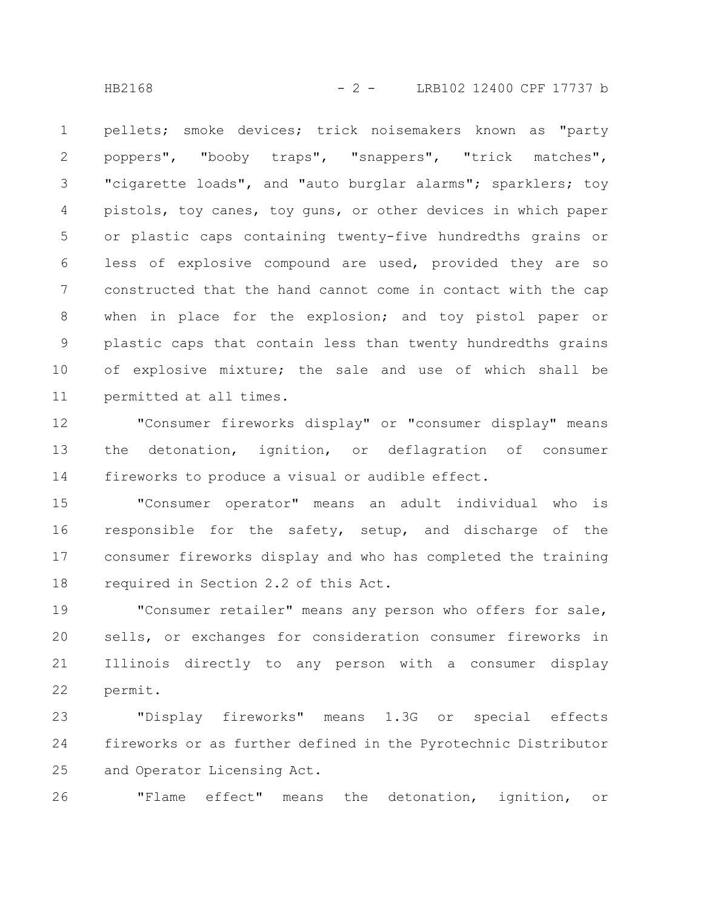pellets; smoke devices; trick noisemakers known as "party poppers", "booby traps", "snappers", "trick matches", "cigarette loads", and "auto burglar alarms"; sparklers; toy pistols, toy canes, toy guns, or other devices in which paper or plastic caps containing twenty-five hundredths grains or less of explosive compound are used, provided they are so constructed that the hand cannot come in contact with the cap when in place for the explosion; and toy pistol paper or plastic caps that contain less than twenty hundredths grains of explosive mixture; the sale and use of which shall be permitted at all times.

"Consumer fireworks display" or "consumer display" means the detonation, ignition, or deflagration of consumer fireworks to produce a visual or audible effect.

"Consumer operator" means an adult individual who is responsible for the safety, setup, and discharge of the consumer fireworks display and who has completed the training required in Section 2.2 of this Act.

"Consumer retailer" means any person who offers for sale, sells, or exchanges for consideration consumer fireworks in Illinois directly to any person with a consumer display permit.

"Display fireworks" means 1.3G or special effects fireworks or as further defined in the Pyrotechnic Distributor and Operator Licensing Act.

"Flame effect" means the detonation, ignition, or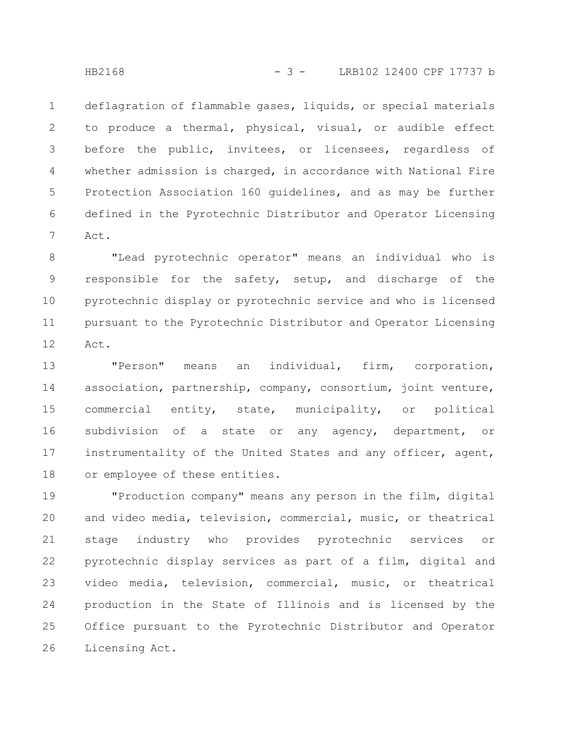deflagration of flammable gases, liquids, or special materials to produce a thermal, physical, visual, or audible effect before the public, invitees, or licensees, regardless of whether admission is charged, in accordance with National Fire Protection Association 160 guidelines, and as may be further defined in the Pyrotechnic Distributor and Operator Licensing Act.

"Lead pyrotechnic operator" means an individual who is responsible for the safety, setup, and discharge of the pyrotechnic display or pyrotechnic service and who is licensed pursuant to the Pyrotechnic Distributor and Operator Licensing Act.

"Person" means an individual, firm, corporation, association, partnership, company, consortium, joint venture, commercial entity, state, municipality, or political subdivision of a state or any agency, department, or instrumentality of the United States and any officer, agent, or employee of these entities.

"Production company" means any person in the film, digital and video media, television, commercial, music, or theatrical stage industry who provides pyrotechnic services or pyrotechnic display services as part of a film, digital and video media, television, commercial, music, or theatrical production in the State of Illinois and is licensed by the Office pursuant to the Pyrotechnic Distributor and Operator Licensing Act.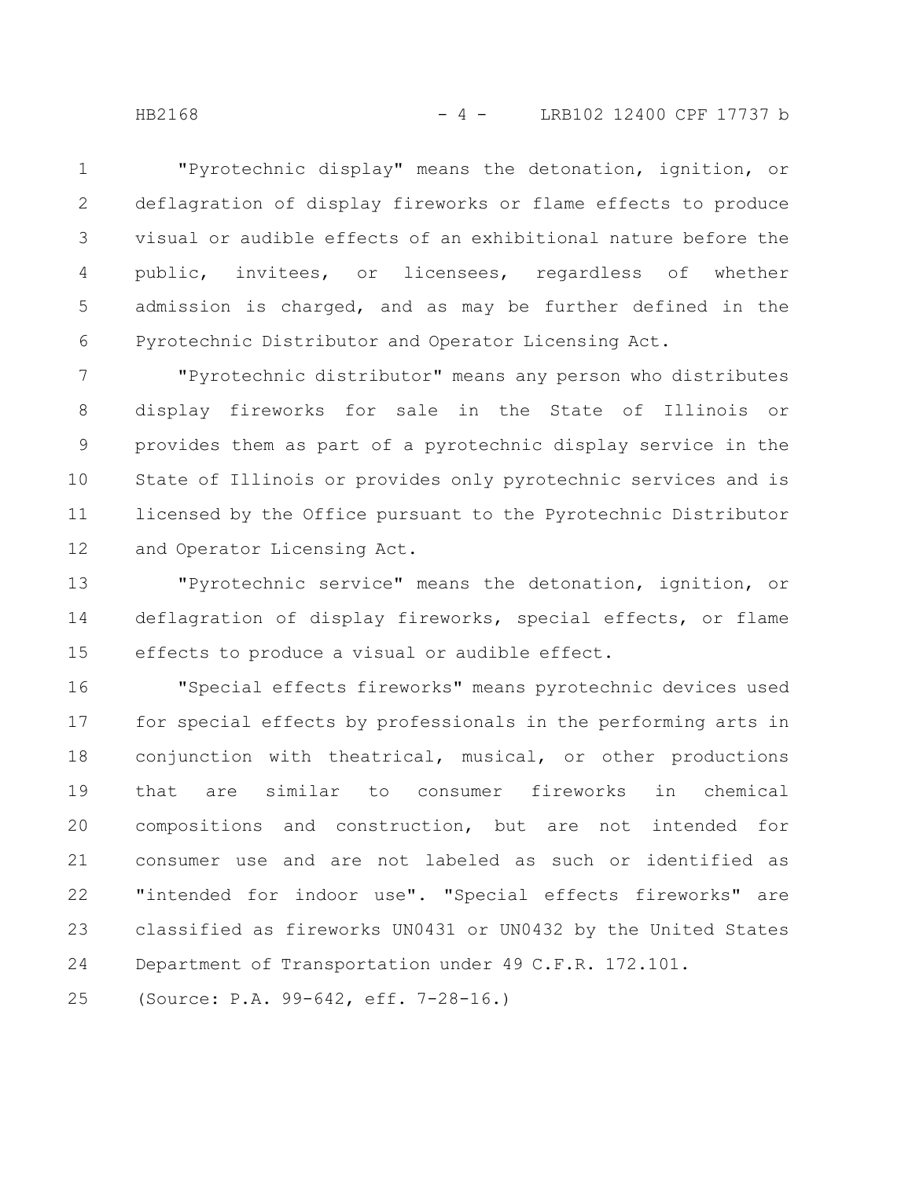"Pyrotechnic display" means the detonation, ignition, or deflagration of display fireworks or flame effects to produce visual or audible effects of an exhibitional nature before the public, invitees, or licensees, regardless of whether admission is charged, and as may be further defined in the Pyrotechnic Distributor and Operator Licensing Act.

"Pyrotechnic distributor" means any person who distributes display fireworks for sale in the State of Illinois or provides them as part of a pyrotechnic display service in the State of Illinois or provides only pyrotechnic services and is licensed by the Office pursuant to the Pyrotechnic Distributor and Operator Licensing Act.

"Pyrotechnic service" means the detonation, ignition, or deflagration of display fireworks, special effects, or flame effects to produce a visual or audible effect.

"Special effects fireworks" means pyrotechnic devices used for special effects by professionals in the performing arts in conjunction with theatrical, musical, or other productions that are similar to consumer fireworks in chemical compositions and construction, but are not intended for consumer use and are not labeled as such or identified as "intended for indoor use". "Special effects fireworks" are classified as fireworks UN0431 or UN0432 by the United States Department of Transportation under 49 C.F.R. 172.101.

(Source: P.A. 99-642, eff. 7-28-16.)